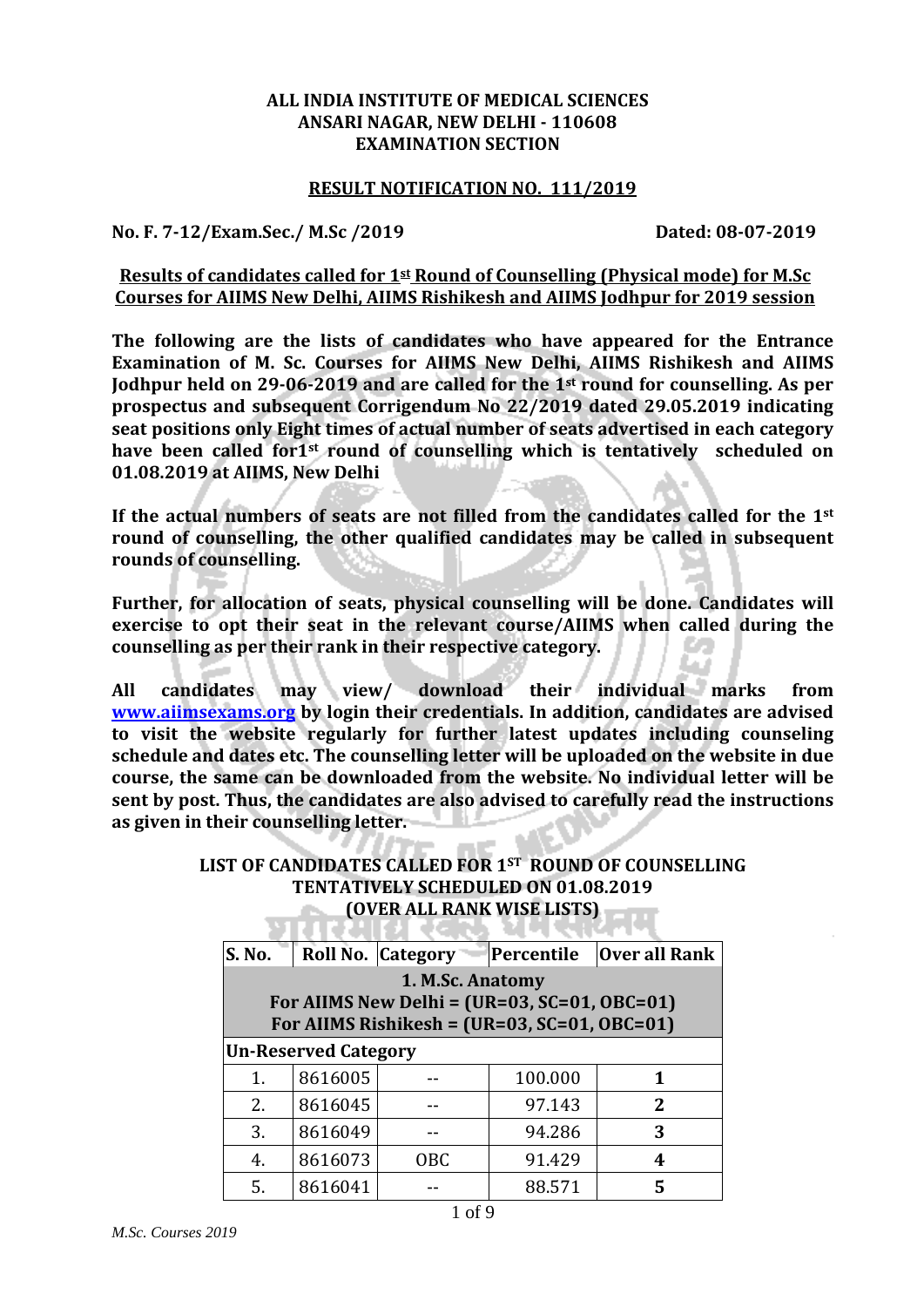**ALL INDIA INSTITUTE OF MEDICAL SCIENCES**
**ANSARI NAGAR, NEW DELHI - 110608**
**EXAMINATION SECTION**

**RESULT NOTIFICATION NO. 111/2019**

**No. F. 7-12/Exam.Sec./ M.Sc /2019** **Dated: 08-07-2019**

**Results of candidates called for 1st Round of Counselling (Physical mode) for M.Sc Courses for AIIMS New Delhi, AIIMS Rishikesh and AIIMS Jodhpur for 2019 session**

**The following are the lists of candidates who have appeared for the Entrance Examination of M. Sc. Courses for AIIMS New Delhi, AIIMS Rishikesh and AIIMS Jodhpur held on 29-06-2019 and are called for the 1st round for counselling. As per prospectus and subsequent Corrigendum No 22/2019 dated 29.05.2019 indicating seat positions only Eight times of actual number of seats advertised in each category have been called for1st round of counselling which is tentatively scheduled on 01.08.2019 at AIIMS, New Delhi**

**If the actual numbers of seats are not filled from the candidates called for the 1st round of counselling, the other qualified candidates may be called in subsequent rounds of counselling.**

**Further, for allocation of seats, physical counselling will be done. Candidates will exercise to opt their seat in the relevant course/AIIMS when called during the counselling as per their rank in their respective category.**

**All candidates may view/ download their individual marks from [www.aiimsexams.org](http://www.aiimsexams.org) by login their credentials. In addition, candidates are advised to visit the website regularly for further latest updates including counseling schedule and dates etc. The counselling letter will be uploaded on the website in due course, the same can be downloaded from the website. No individual letter will be sent by post. Thus, the candidates are also advised to carefully read the instructions as given in their counselling letter.**

**LIST OF CANDIDATES CALLED FOR 1ST ROUND OF COUNSELLING TENTATIVELY SCHEDULED ON 01.08.2019 (OVER ALL RANK WISE LISTS)**

| S. No. | Roll No. | Category | Percentile | Over all Rank |
|---|---|---|---|---|
| **1. M.Sc. Anatomy<br>For AIIMS New Delhi = (UR=03, SC=01, OBC=01)<br>For AIIMS Rishikesh = (UR=03, SC=01, OBC=01)** | | | | |
| **Un-Reserved Category** | | | | |
| 1. | 8616005 | -- | 100.000 | **1** |
| 2. | 8616045 | -- | 97.143 | **2** |
| 3. | 8616049 | -- | 94.286 | **3** |
| 4. | 8616073 | OBC | 91.429 | **4** |
| 5. | 8616041 | -- | 88.571 | **5** |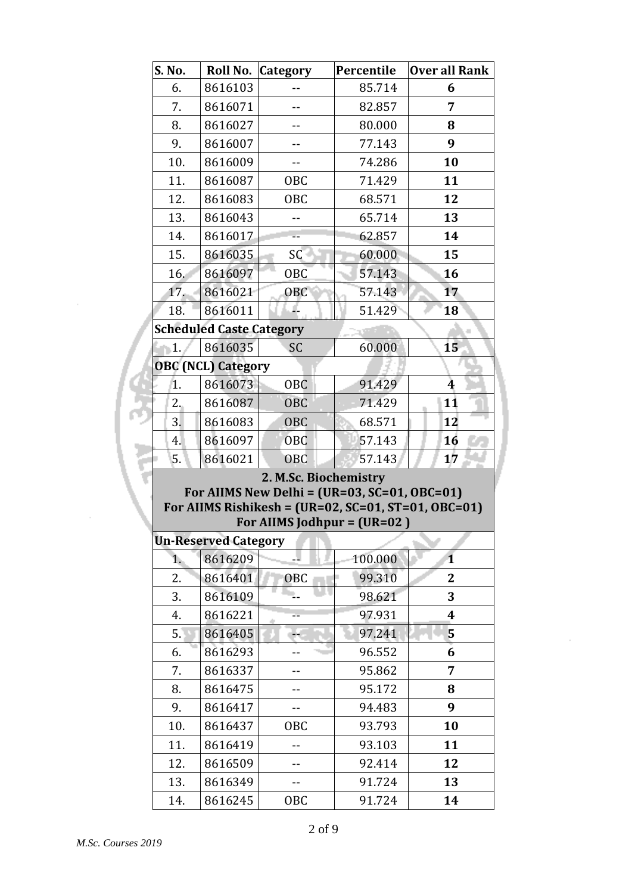| S. No. | Roll No. | Category | Percentile | Over all Rank |
|---|---|---|---|---|
| 6. | 8616103 | -- | 85.714 | **6** |
| 7. | 8616071 | -- | 82.857 | **7** |
| 8. | 8616027 | -- | 80.000 | **8** |
| 9. | 8616007 | -- | 77.143 | **9** |
| 10. | 8616009 | -- | 74.286 | **10** |
| 11. | 8616087 | OBC | 71.429 | **11** |
| 12. | 8616083 | OBC | 68.571 | **12** |
| 13. | 8616043 | -- | 65.714 | **13** |
| 14. | 8616017 | -- | 62.857 | **14** |
| 15. | 8616035 | SC | 60.000 | **15** |
| 16. | 8616097 | OBC | 57.143 | **16** |
| 17. | 8616021 | OBC | 57.143 | **17** |
| 18. | 8616011 | -- | 51.429 | **18** |
| **Scheduled Caste Category** | | | | |
| 1. | 8616035 | SC | 60.000 | **15** |
| **OBC (NCL) Category** | | | | |
| 1. | 8616073 | OBC | 91.429 | **4** |
| 2. | 8616087 | OBC | 71.429 | **11** |
| 3. | 8616083 | OBC | 68.571 | **12** |
| 4. | 8616097 | OBC | 57.143 | **16** |
| 5. | 8616021 | OBC | 57.143 | **17** |

**2. M.Sc. Biochemistry**
**For AIIMS New Delhi = (UR=03, SC=01, OBC=01)**
**For AIIMS Rishikesh = (UR=02, SC=01, ST=01, OBC=01)**
**For AIIMS Jodhpur = (UR=02 )**

| S. No. | Roll No. | Category | Percentile | Over all Rank |
|---|---|---|---|---|
| **Un-Reserved Category** | | | | |
| 1. | 8616209 | -- | 100.000 | **1** |
| 2. | 8616401 | OBC | 99.310 | **2** |
| 3. | 8616109 | -- | 98.621 | **3** |
| 4. | 8616221 | -- | 97.931 | **4** |
| 5. | 8616405 | -- | 97.241 | **5** |
| 6. | 8616293 | -- | 96.552 | **6** |
| 7. | 8616337 | -- | 95.862 | **7** |
| 8. | 8616475 | -- | 95.172 | **8** |
| 9. | 8616417 | -- | 94.483 | **9** |
| 10. | 8616437 | OBC | 93.793 | **10** |
| 11. | 8616419 | -- | 93.103 | **11** |
| 12. | 8616509 | -- | 92.414 | **12** |
| 13. | 8616349 | -- | 91.724 | **13** |
| 14. | 8616245 | OBC | 91.724 | **14** |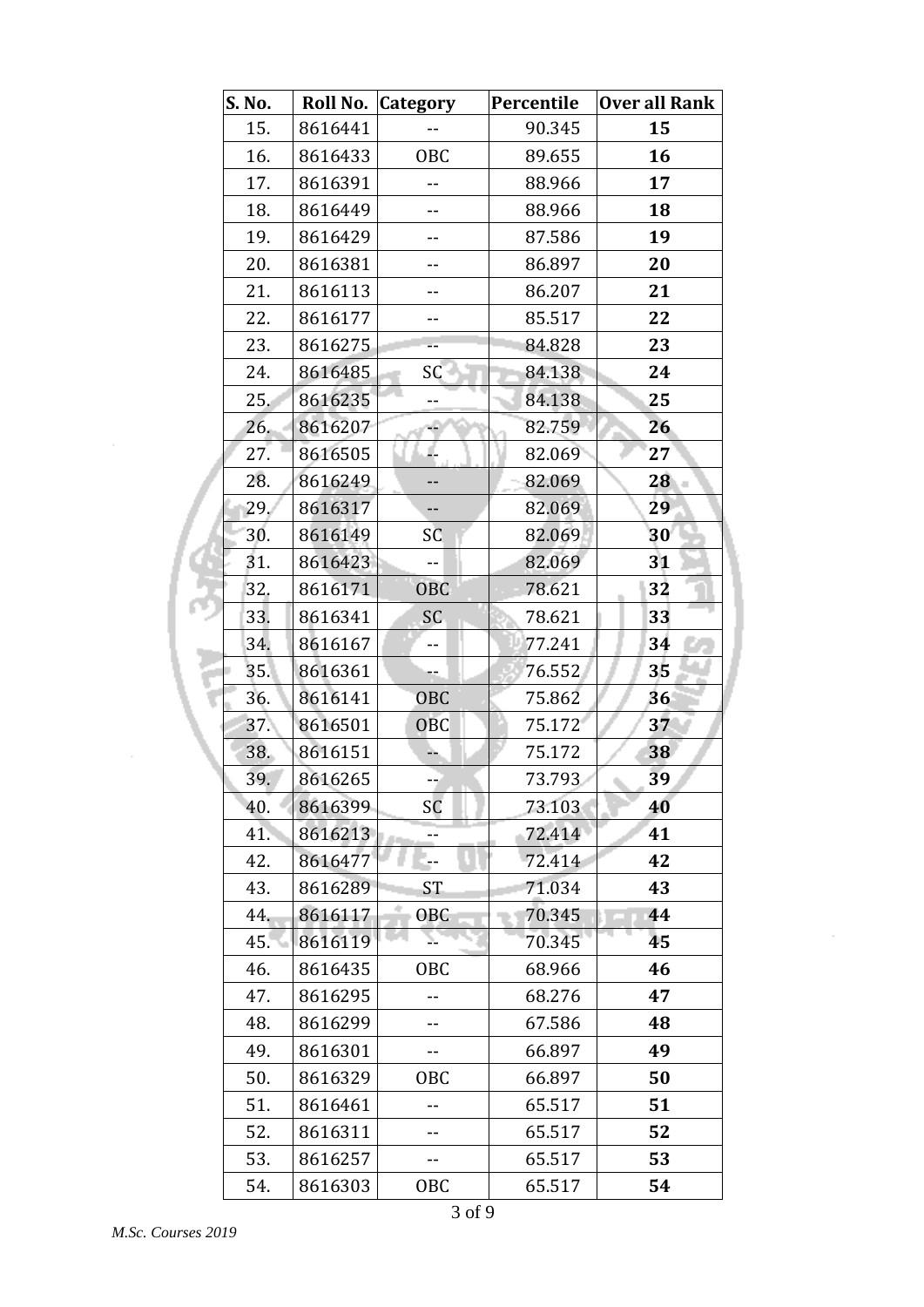| S. No. | Roll No. | Category | Percentile | Over all Rank |
|---|---|---|---|---|
| 15. | 8616441 | -- | 90.345 | **15** |
| 16. | 8616433 | OBC | 89.655 | **16** |
| 17. | 8616391 | -- | 88.966 | **17** |
| 18. | 8616449 | -- | 88.966 | **18** |
| 19. | 8616429 | -- | 87.586 | **19** |
| 20. | 8616381 | -- | 86.897 | **20** |
| 21. | 8616113 | -- | 86.207 | **21** |
| 22. | 8616177 | -- | 85.517 | **22** |
| 23. | 8616275 | -- | 84.828 | **23** |
| 24. | 8616485 | SC | 84.138 | **24** |
| 25. | 8616235 | -- | 84.138 | **25** |
| 26. | 8616207 | -- | 82.759 | **26** |
| 27. | 8616505 | -- | 82.069 | **27** |
| 28. | 8616249 | -- | 82.069 | **28** |
| 29. | 8616317 | -- | 82.069 | **29** |
| 30. | 8616149 | SC | 82.069 | **30** |
| 31. | 8616423 | -- | 82.069 | **31** |
| 32. | 8616171 | OBC | 78.621 | **32** |
| 33. | 8616341 | SC | 78.621 | **33** |
| 34. | 8616167 | -- | 77.241 | **34** |
| 35. | 8616361 | -- | 76.552 | **35** |
| 36. | 8616141 | OBC | 75.862 | **36** |
| 37. | 8616501 | OBC | 75.172 | **37** |
| 38. | 8616151 | -- | 75.172 | **38** |
| 39. | 8616265 | -- | 73.793 | **39** |
| 40. | 8616399 | SC | 73.103 | **40** |
| 41. | 8616213 | -- | 72.414 | **41** |
| 42. | 8616477 | -- | 72.414 | **42** |
| 43. | 8616289 | ST | 71.034 | **43** |
| 44. | 8616117 | OBC | 70.345 | **44** |
| 45. | 8616119 | -- | 70.345 | **45** |
| 46. | 8616435 | OBC | 68.966 | **46** |
| 47. | 8616295 | -- | 68.276 | **47** |
| 48. | 8616299 | -- | 67.586 | **48** |
| 49. | 8616301 | -- | 66.897 | **49** |
| 50. | 8616329 | OBC | 66.897 | **50** |
| 51. | 8616461 | -- | 65.517 | **51** |
| 52. | 8616311 | -- | 65.517 | **52** |
| 53. | 8616257 | -- | 65.517 | **53** |
| 54. | 8616303 | OBC | 65.517 | **54** |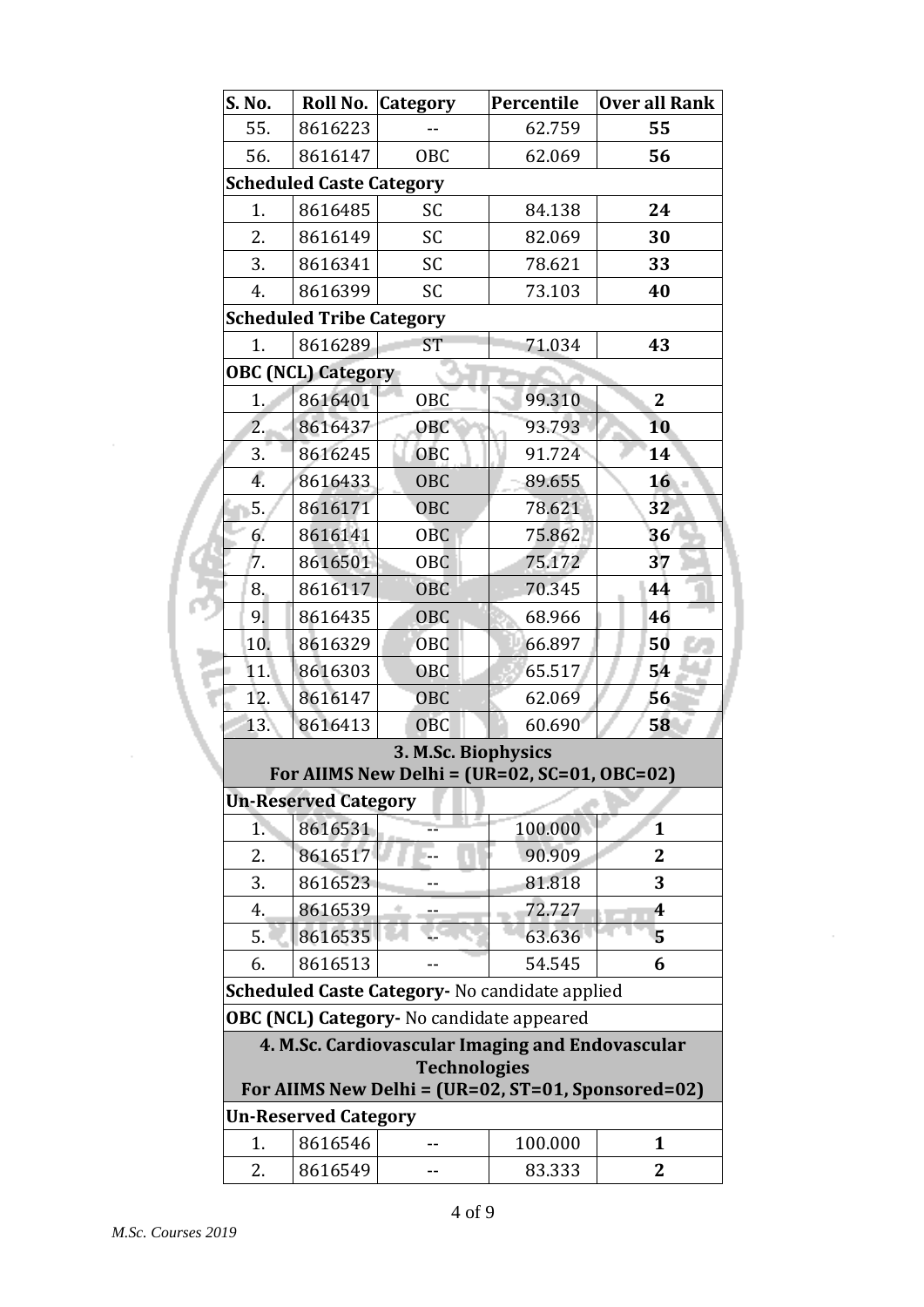| S. No. | Roll No. | Category | Percentile | Over all Rank |
|---|---|---|---|---|
| 55. | 8616223 | -- | 62.759 | **55** |
| 56. | 8616147 | OBC | 62.069 | **56** |
| **Scheduled Caste Category** | | | | |
| 1. | 8616485 | SC | 84.138 | **24** |
| 2. | 8616149 | SC | 82.069 | **30** |
| 3. | 8616341 | SC | 78.621 | **33** |
| 4. | 8616399 | SC | 73.103 | **40** |
| **Scheduled Tribe Category** | | | | |
| 1. | 8616289 | ST | 71.034 | **43** |
| **OBC (NCL) Category** | | | | |
| 1. | 8616401 | OBC | 99.310 | **2** |
| 2. | 8616437 | OBC | 93.793 | **10** |
| 3. | 8616245 | OBC | 91.724 | **14** |
| 4. | 8616433 | OBC | 89.655 | **16** |
| 5. | 8616171 | OBC | 78.621 | **32** |
| 6. | 8616141 | OBC | 75.862 | **36** |
| 7. | 8616501 | OBC | 75.172 | **37** |
| 8. | 8616117 | OBC | 70.345 | **44** |
| 9. | 8616435 | OBC | 68.966 | **46** |
| 10. | 8616329 | OBC | 66.897 | **50** |
| 11. | 8616303 | OBC | 65.517 | **54** |
| 12. | 8616147 | OBC | 62.069 | **56** |
| 13. | 8616413 | OBC | 60.690 | **58** |
| **3. M.Sc. Biophysics For AIIMS New Delhi = (UR=02, SC=01, OBC=02)** | | | | |
| **Un-Reserved Category** | | | | |
| 1. | 8616531 | -- | 100.000 | **1** |
| 2. | 8616517 | -- | 90.909 | **2** |
| 3. | 8616523 | -- | 81.818 | **3** |
| 4. | 8616539 | -- | 72.727 | **4** |
| 5. | 8616535 | -- | 63.636 | **5** |
| 6. | 8616513 | -- | 54.545 | **6** |
| **Scheduled Caste Category-** No candidate applied | | | | |
| **OBC (NCL) Category-** No candidate appeared | | | | |
| **4. M.Sc. Cardiovascular Imaging and Endovascular Technologies For AIIMS New Delhi = (UR=02, ST=01, Sponsored=02)** | | | | |
| **Un-Reserved Category** | | | | |
| 1. | 8616546 | -- | 100.000 | **1** |
| 2. | 8616549 | -- | 83.333 | **2** |

*M.Sc. Courses 2019*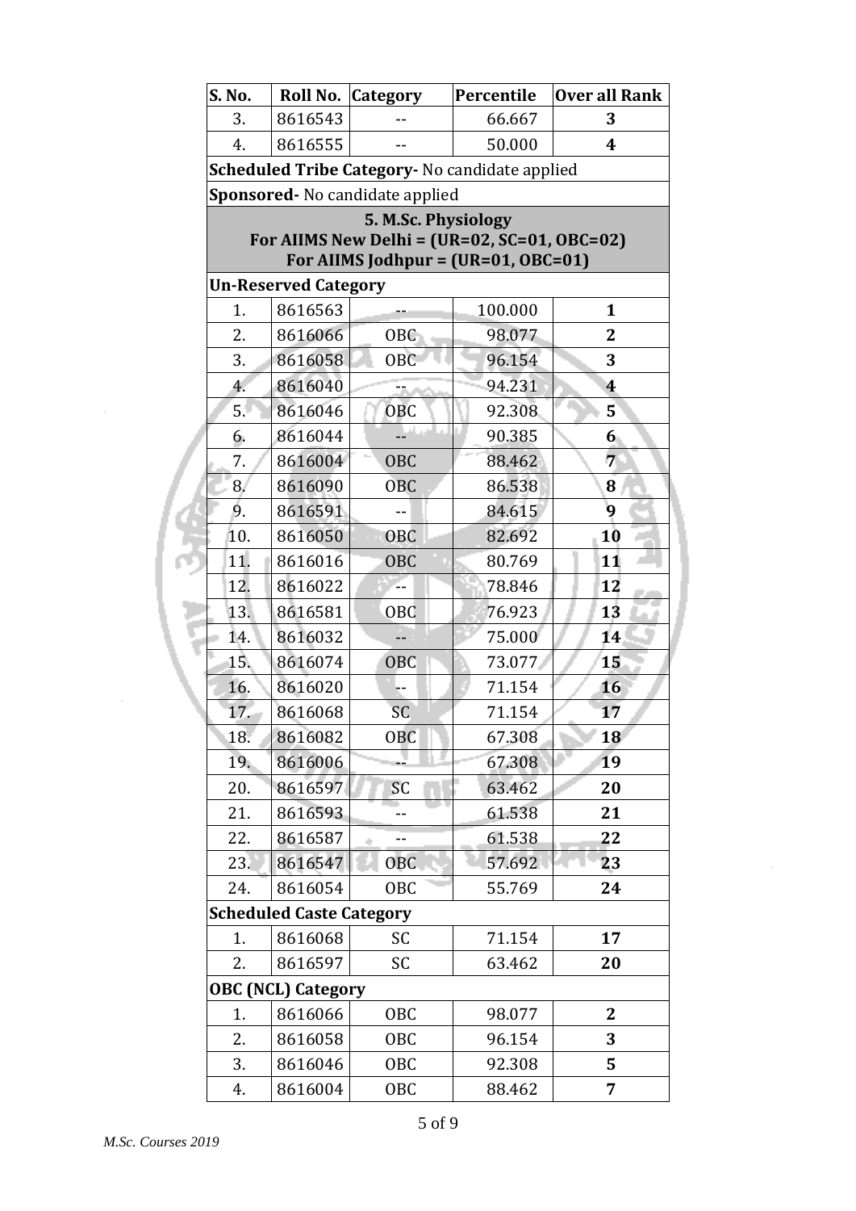| S. No. | Roll No. | Category | Percentile | Over all Rank |
|---|---|---|---|---|
| 3. | 8616543 | -- | 66.667 | **3** |
| 4. | 8616555 | -- | 50.000 | **4** |
| **Scheduled Tribe Category-** No candidate applied | | | | |
| **Sponsored-** No candidate applied | | | | |
| **5. M.Sc. Physiology For AIIMS New Delhi = (UR=02, SC=01, OBC=02) For AIIMS Jodhpur = (UR=01, OBC=01)** | | | | |
| **Un-Reserved Category** | | | | |
| 1. | 8616563 | -- | 100.000 | **1** |
| 2. | 8616066 | OBC | 98.077 | **2** |
| 3. | 8616058 | OBC | 96.154 | **3** |
| 4. | 8616040 | -- | 94.231 | **4** |
| 5. | 8616046 | OBC | 92.308 | **5** |
| 6. | 8616044 | -- | 90.385 | **6** |
| 7. | 8616004 | OBC | 88.462 | **7** |
| 8. | 8616090 | OBC | 86.538 | **8** |
| 9. | 8616591 | -- | 84.615 | **9** |
| 10. | 8616050 | OBC | 82.692 | **10** |
| 11. | 8616016 | OBC | 80.769 | **11** |
| 12. | 8616022 | -- | 78.846 | **12** |
| 13. | 8616581 | OBC | 76.923 | **13** |
| 14. | 8616032 | -- | 75.000 | **14** |
| 15. | 8616074 | OBC | 73.077 | **15** |
| 16. | 8616020 | -- | 71.154 | **16** |
| 17. | 8616068 | SC | 71.154 | **17** |
| 18. | 8616082 | OBC | 67.308 | **18** |
| 19. | 8616006 | -- | 67.308 | **19** |
| 20. | 8616597 | SC | 63.462 | **20** |
| 21. | 8616593 | -- | 61.538 | **21** |
| 22. | 8616587 | -- | 61.538 | **22** |
| 23. | 8616547 | OBC | 57.692 | **23** |
| 24. | 8616054 | OBC | 55.769 | **24** |
| **Scheduled Caste Category** | | | | |
| 1. | 8616068 | SC | 71.154 | **17** |
| 2. | 8616597 | SC | 63.462 | **20** |
| **OBC (NCL) Category** | | | | |
| 1. | 8616066 | OBC | 98.077 | **2** |
| 2. | 8616058 | OBC | 96.154 | **3** |
| 3. | 8616046 | OBC | 92.308 | **5** |
| 4. | 8616004 | OBC | 88.462 | **7** |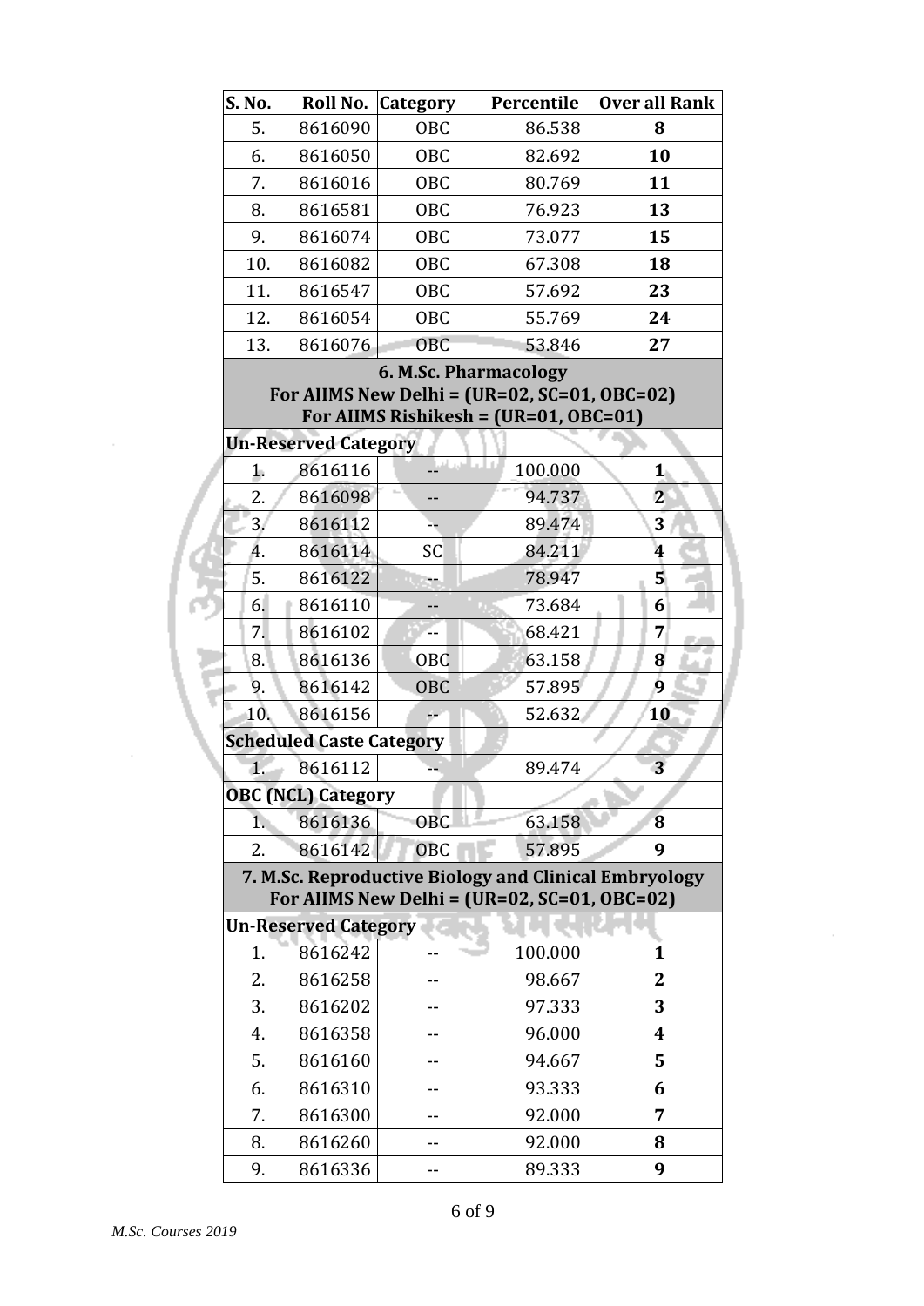| S. No. | Roll No. | Category | Percentile | Over all Rank |
|---|---|---|---|---|
| 5. | 8616090 | OBC | 86.538 | **8** |
| 6. | 8616050 | OBC | 82.692 | **10** |
| 7. | 8616016 | OBC | 80.769 | **11** |
| 8. | 8616581 | OBC | 76.923 | **13** |
| 9. | 8616074 | OBC | 73.077 | **15** |
| 10. | 8616082 | OBC | 67.308 | **18** |
| 11. | 8616547 | OBC | 57.692 | **23** |
| 12. | 8616054 | OBC | 55.769 | **24** |
| 13. | 8616076 | OBC | 53.846 | **27** |

## 6. M.Sc. Pharmacology

**For AIIMS New Delhi = (UR=02, SC=01, OBC=02)**

**For AIIMS Rishikesh = (UR=01, OBC=01)**

**Un-Reserved Category**

| S. No. | Roll No. | Category | Percentile | Over all Rank |
|---|---|---|---|---|
| 1. | 8616116 | -- | 100.000 | **1** |
| 2. | 8616098 | -- | 94.737 | **2** |
| 3. | 8616112 | -- | 89.474 | **3** |
| 4. | 8616114 | SC | 84.211 | **4** |
| 5. | 8616122 | -- | 78.947 | **5** |
| 6. | 8616110 | -- | 73.684 | **6** |
| 7. | 8616102 | -- | 68.421 | **7** |
| 8. | 8616136 | OBC | 63.158 | **8** |
| 9. | 8616142 | OBC | 57.895 | **9** |
| 10. | 8616156 | -- | 52.632 | **10** |

**Scheduled Caste Category**

| S. No. | Roll No. | Category | Percentile | Over all Rank |
|---|---|---|---|---|
| 1. | 8616112 | -- | 89.474 | **3** |

**OBC (NCL) Category**

| S. No. | Roll No. | Category | Percentile | Over all Rank |
|---|---|---|---|---|
| 1. | 8616136 | OBC | 63.158 | **8** |
| 2. | 8616142 | OBC | 57.895 | **9** |

## 7. M.Sc. Reproductive Biology and Clinical Embryology

**For AIIMS New Delhi = (UR=02, SC=01, OBC=02)**

**Un-Reserved Category**

| S. No. | Roll No. | Category | Percentile | Over all Rank |
|---|---|---|---|---|
| 1. | 8616242 | -- | 100.000 | **1** |
| 2. | 8616258 | -- | 98.667 | **2** |
| 3. | 8616202 | -- | 97.333 | **3** |
| 4. | 8616358 | -- | 96.000 | **4** |
| 5. | 8616160 | -- | 94.667 | **5** |
| 6. | 8616310 | -- | 93.333 | **6** |
| 7. | 8616300 | -- | 92.000 | **7** |
| 8. | 8616260 | -- | 92.000 | **8** |
| 9. | 8616336 | -- | 89.333 | **9** |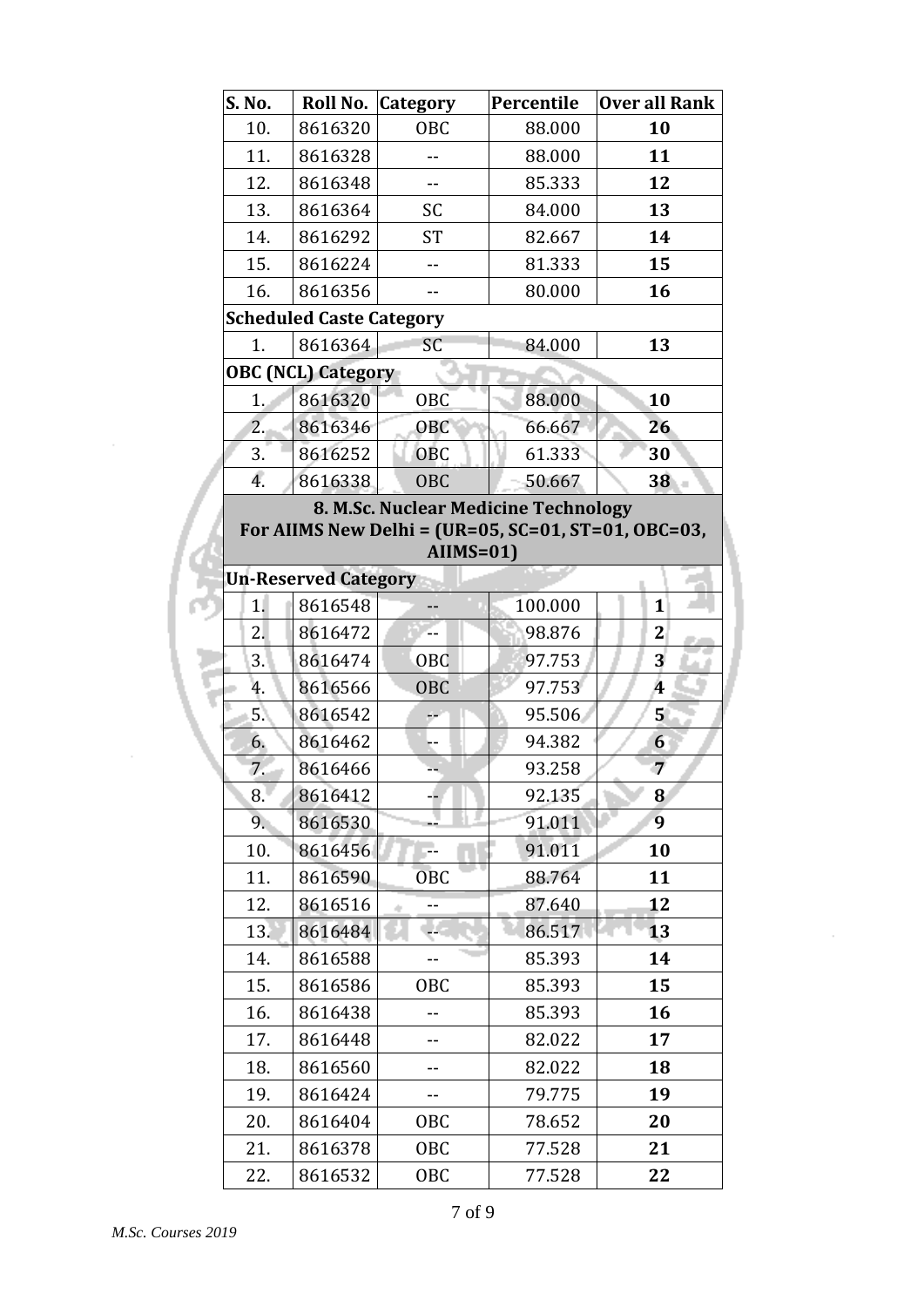| S. No. | Roll No. | Category | Percentile | Over all Rank |
|---|---|---|---|---|
| 10. | 8616320 | OBC | 88.000 | **10** |
| 11. | 8616328 | -- | 88.000 | **11** |
| 12. | 8616348 | -- | 85.333 | **12** |
| 13. | 8616364 | SC | 84.000 | **13** |
| 14. | 8616292 | ST | 82.667 | **14** |
| 15. | 8616224 | -- | 81.333 | **15** |
| 16. | 8616356 | -- | 80.000 | **16** |
| **Scheduled Caste Category** | | | | |
| 1. | 8616364 | SC | 84.000 | **13** |
| **OBC (NCL) Category** | | | | |
| 1. | 8616320 | OBC | 88.000 | **10** |
| 2. | 8616346 | OBC | 66.667 | **26** |
| 3. | 8616252 | OBC | 61.333 | **30** |
| 4. | 8616338 | OBC | 50.667 | **38** |

**8. M.Sc. Nuclear Medicine Technology**
**For AIIMS New Delhi = (UR=05, SC=01, ST=01, OBC=03, AIIMS=01)**

| S. No. | Roll No. | Category | Percentile | Over all Rank |
|---|---|---|---|---|
| **Un-Reserved Category** | | | | |
| 1. | 8616548 | -- | 100.000 | **1** |
| 2. | 8616472 | -- | 98.876 | **2** |
| 3. | 8616474 | OBC | 97.753 | **3** |
| 4. | 8616566 | OBC | 97.753 | **4** |
| 5. | 8616542 | -- | 95.506 | **5** |
| 6. | 8616462 | -- | 94.382 | **6** |
| 7. | 8616466 | -- | 93.258 | **7** |
| 8. | 8616412 | -- | 92.135 | **8** |
| 9. | 8616530 | -- | 91.011 | **9** |
| 10. | 8616456 | -- | 91.011 | **10** |
| 11. | 8616590 | OBC | 88.764 | **11** |
| 12. | 8616516 | -- | 87.640 | **12** |
| 13. | 8616484 | -- | 86.517 | **13** |
| 14. | 8616588 | -- | 85.393 | **14** |
| 15. | 8616586 | OBC | 85.393 | **15** |
| 16. | 8616438 | -- | 85.393 | **16** |
| 17. | 8616448 | -- | 82.022 | **17** |
| 18. | 8616560 | -- | 82.022 | **18** |
| 19. | 8616424 | -- | 79.775 | **19** |
| 20. | 8616404 | OBC | 78.652 | **20** |
| 21. | 8616378 | OBC | 77.528 | **21** |
| 22. | 8616532 | OBC | 77.528 | **22** |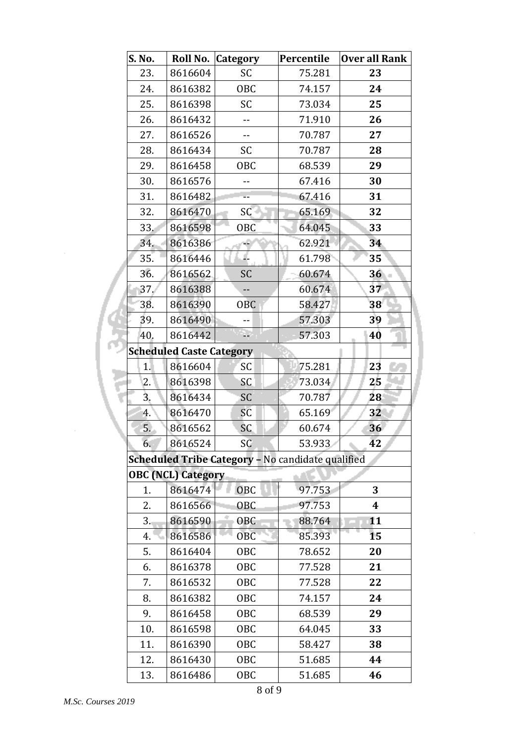| S. No. | Roll No. | Category | Percentile | Over all Rank |
|---|---|---|---|---|
| 23. | 8616604 | SC | 75.281 | **23** |
| 24. | 8616382 | OBC | 74.157 | **24** |
| 25. | 8616398 | SC | 73.034 | **25** |
| 26. | 8616432 | -- | 71.910 | **26** |
| 27. | 8616526 | -- | 70.787 | **27** |
| 28. | 8616434 | SC | 70.787 | **28** |
| 29. | 8616458 | OBC | 68.539 | **29** |
| 30. | 8616576 | -- | 67.416 | **30** |
| 31. | 8616482 | -- | 67.416 | **31** |
| 32. | 8616470 | SC | 65.169 | **32** |
| 33. | 8616598 | OBC | 64.045 | **33** |
| 34. | 8616386 | -- | 62.921 | **34** |
| 35. | 8616446 | -- | 61.798 | **35** |
| 36. | 8616562 | SC | 60.674 | **36** |
| 37. | 8616388 | -- | 60.674 | **37** |
| 38. | 8616390 | OBC | 58.427 | **38** |
| 39. | 8616490 | -- | 57.303 | **39** |
| 40. | 8616442 | -- | 57.303 | **40** |
| **Scheduled Caste Category** | | | | |
| 1. | 8616604 | SC | 75.281 | **23** |
| 2. | 8616398 | SC | 73.034 | **25** |
| 3. | 8616434 | SC | 70.787 | **28** |
| 4. | 8616470 | SC | 65.169 | **32** |
| 5. | 8616562 | SC | 60.674 | **36** |
| 6. | 8616524 | SC | 53.933 | **42** |
| **Scheduled Tribe Category** – No candidate qualified | | | | |
| **OBC (NCL) Category** | | | | |
| 1. | 8616474 | OBC | 97.753 | **3** |
| 2. | 8616566 | OBC | 97.753 | **4** |
| 3. | 8616590 | OBC | 88.764 | **11** |
| 4. | 8616586 | OBC | 85.393 | **15** |
| 5. | 8616404 | OBC | 78.652 | **20** |
| 6. | 8616378 | OBC | 77.528 | **21** |
| 7. | 8616532 | OBC | 77.528 | **22** |
| 8. | 8616382 | OBC | 74.157 | **24** |
| 9. | 8616458 | OBC | 68.539 | **29** |
| 10. | 8616598 | OBC | 64.045 | **33** |
| 11. | 8616390 | OBC | 58.427 | **38** |
| 12. | 8616430 | OBC | 51.685 | **44** |
| 13. | 8616486 | OBC | 51.685 | **46** |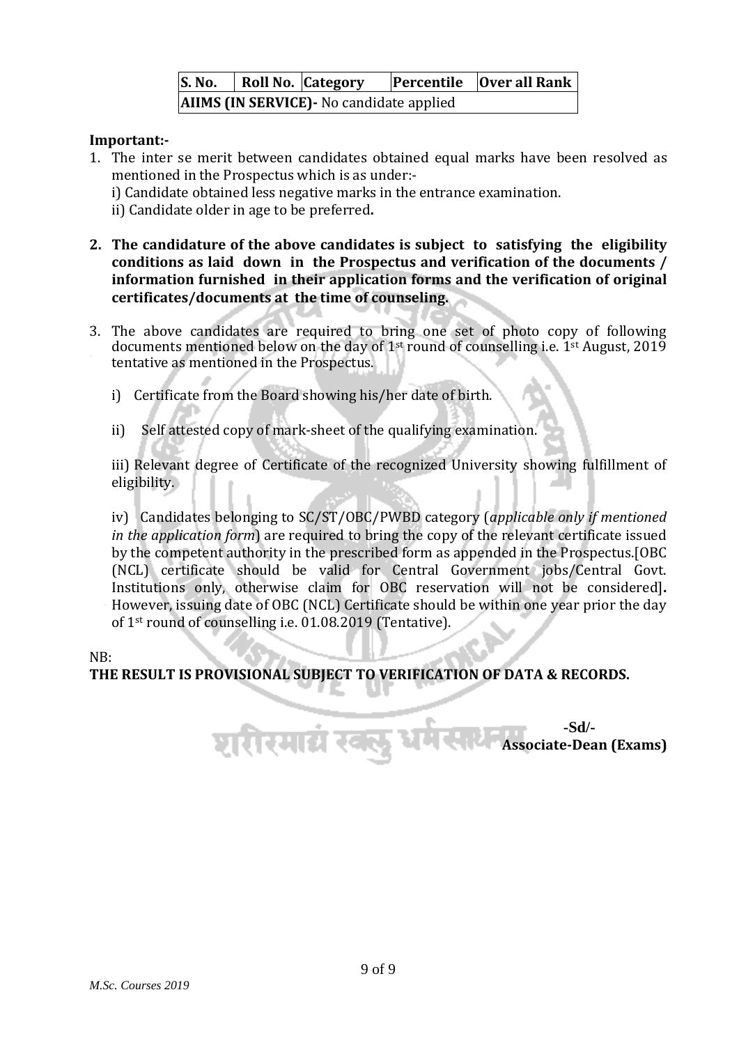| S. No. | Roll No. | Category | Percentile | Over all Rank |
|---|---|---|---|---|
| **AIIMS (IN SERVICE)-** No candidate applied | | | | |

**Important:-**

1. The inter se merit between candidates obtained equal marks have been resolved as mentioned in the Prospectus which is as under:-
   i) Candidate obtained less negative marks in the entrance examination.
   ii) Candidate older in age to be preferred**.**

2. **The candidature of the above candidates is subject to satisfying the eligibility conditions as laid down in the Prospectus and verification of the documents / information furnished in their application forms and the verification of original certificates/documents at the time of counseling.**

3. The above candidates are required to bring one set of photo copy of following documents mentioned below on the day of 1st round of counselling i.e. 1st August, 2019 tentative as mentioned in the Prospectus.

   i) Certificate from the Board showing his/her date of birth.

   ii) Self attested copy of mark-sheet of the qualifying examination.

   iii) Relevant degree of Certificate of the recognized University showing fulfillment of eligibility.

   iv) Candidates belonging to SC/ST/OBC/PWBD category (*applicable only if mentioned in the application form*) are required to bring the copy of the relevant certificate issued by the competent authority in the prescribed form as appended in the Prospectus.[OBC (NCL) certificate should be valid for Central Government jobs/Central Govt. Institutions only, otherwise claim for OBC reservation will not be considered]**.** However, issuing date of OBC (NCL) Certificate should be within one year prior the day of 1st round of counselling i.e. 01.08.2019 (Tentative).

NB:

**THE RESULT IS PROVISIONAL SUBJECT TO VERIFICATION OF DATA & RECORDS.**

**-Sd/-**
**Associate-Dean (Exams)**